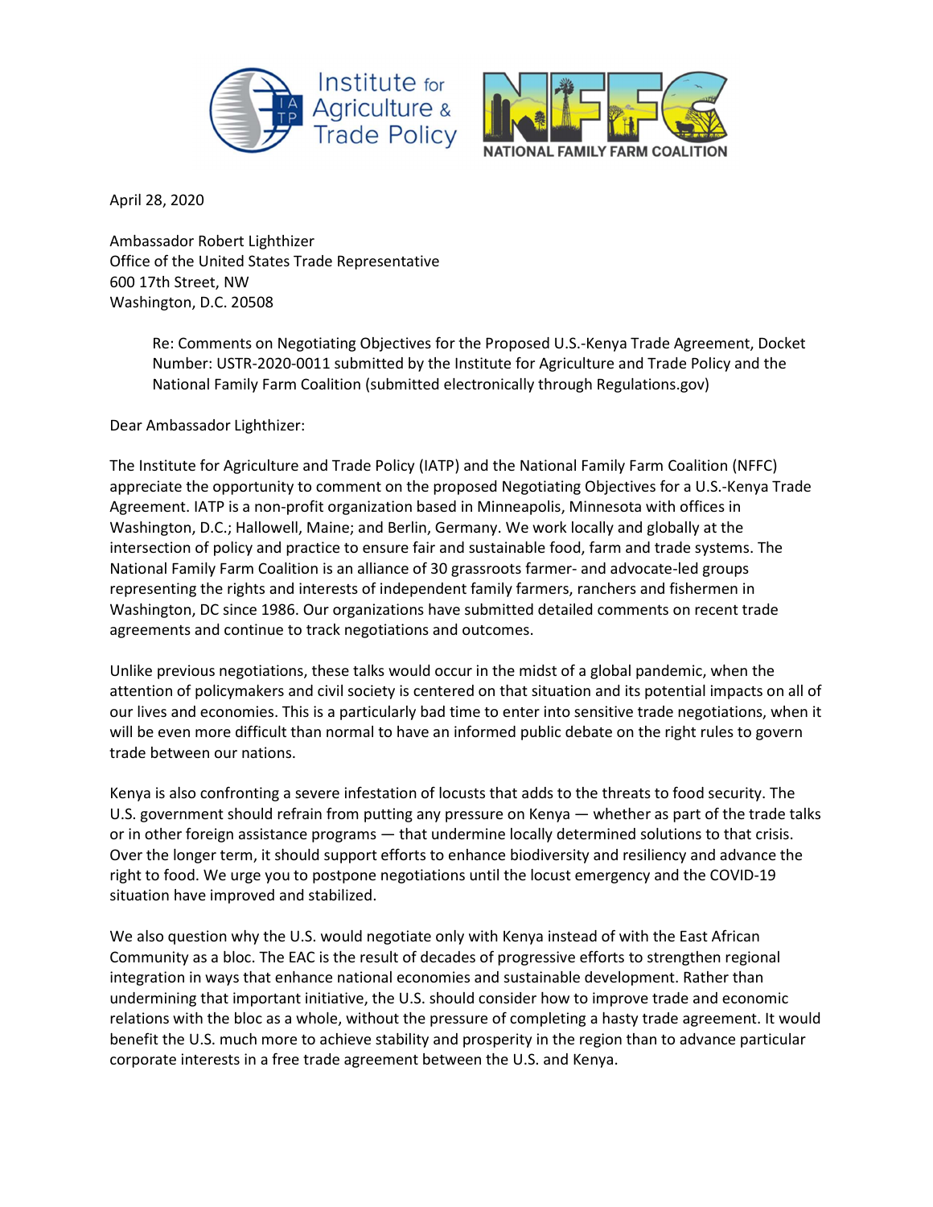April 28, 2020

Ambassador Robert Lighthizer
Office of the United States Trade Representative
600 17th Street, NW
Washington, D.C. 20508

Re: Comments on Negotiating Objectives for the Proposed U.S.-Kenya Trade Agreement, Docket Number: USTR-2020-0011 submitted by the Institute for Agriculture and Trade Policy and the National Family Farm Coalition (submitted electronically through Regulations.gov)

Dear Ambassador Lighthizer:

The Institute for Agriculture and Trade Policy (IATP) and the National Family Farm Coalition (NFFC) appreciate the opportunity to comment on the proposed Negotiating Objectives for a U.S.-Kenya Trade Agreement. IATP is a non-profit organization based in Minneapolis, Minnesota with offices in Washington, D.C.; Hallowell, Maine; and Berlin, Germany. We work locally and globally at the intersection of policy and practice to ensure fair and sustainable food, farm and trade systems. The National Family Farm Coalition is an alliance of 30 grassroots farmer- and advocate-led groups representing the rights and interests of independent family farmers, ranchers and fishermen in Washington, DC since 1986. Our organizations have submitted detailed comments on recent trade agreements and continue to track negotiations and outcomes.

Unlike previous negotiations, these talks would occur in the midst of a global pandemic, when the attention of policymakers and civil society is centered on that situation and its potential impacts on all of our lives and economies. This is a particularly bad time to enter into sensitive trade negotiations, when it will be even more difficult than normal to have an informed public debate on the right rules to govern trade between our nations.

Kenya is also confronting a severe infestation of locusts that adds to the threats to food security. The U.S. government should refrain from putting any pressure on Kenya — whether as part of the trade talks or in other foreign assistance programs — that undermine locally determined solutions to that crisis. Over the longer term, it should support efforts to enhance biodiversity and resiliency and advance the right to food. We urge you to postpone negotiations until the locust emergency and the COVID-19 situation have improved and stabilized.

We also question why the U.S. would negotiate only with Kenya instead of with the East African Community as a bloc. The EAC is the result of decades of progressive efforts to strengthen regional integration in ways that enhance national economies and sustainable development. Rather than undermining that important initiative, the U.S. should consider how to improve trade and economic relations with the bloc as a whole, without the pressure of completing a hasty trade agreement. It would benefit the U.S. much more to achieve stability and prosperity in the region than to advance particular corporate interests in a free trade agreement between the U.S. and Kenya.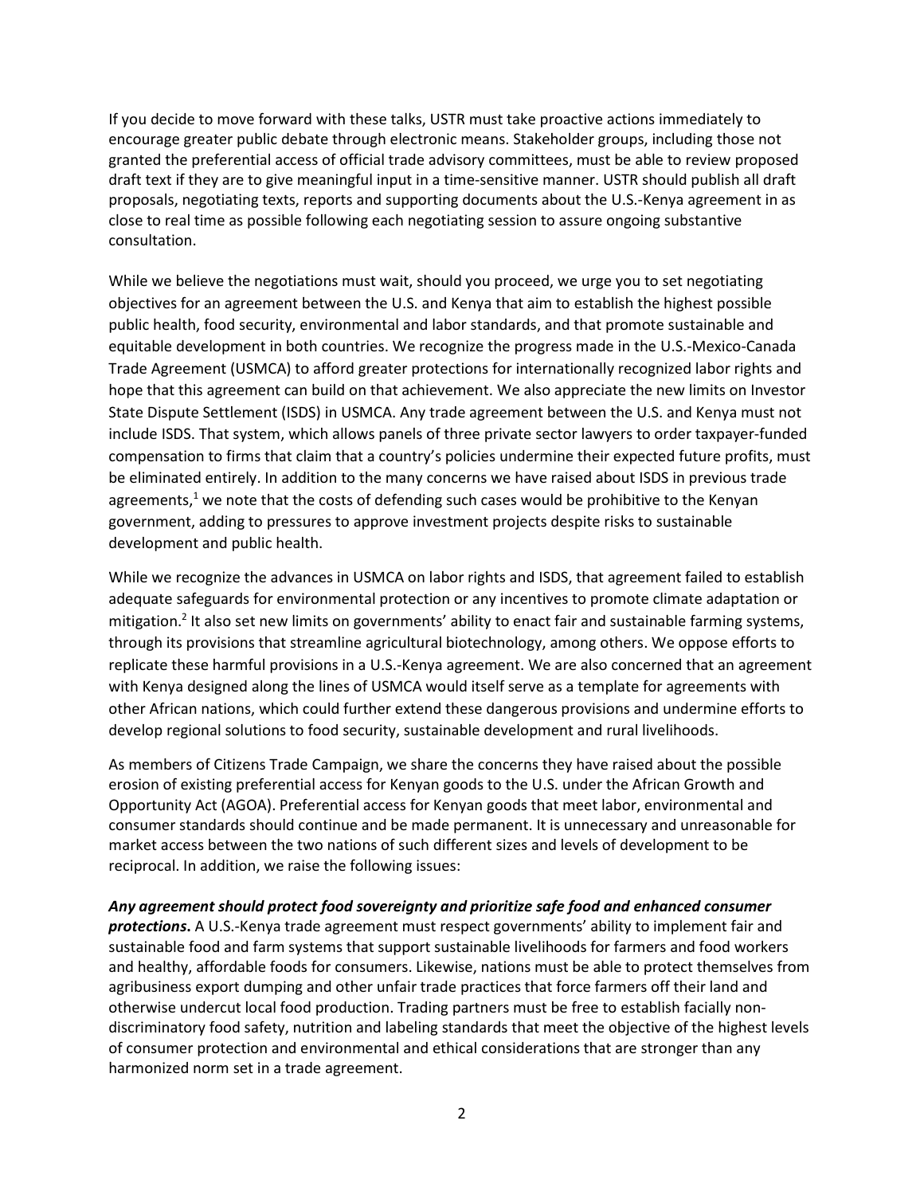If you decide to move forward with these talks, USTR must take proactive actions immediately to encourage greater public debate through electronic means. Stakeholder groups, including those not granted the preferential access of official trade advisory committees, must be able to review proposed draft text if they are to give meaningful input in a time-sensitive manner. USTR should publish all draft proposals, negotiating texts, reports and supporting documents about the U.S.-Kenya agreement in as close to real time as possible following each negotiating session to assure ongoing substantive consultation.

While we believe the negotiations must wait, should you proceed, we urge you to set negotiating objectives for an agreement between the U.S. and Kenya that aim to establish the highest possible public health, food security, environmental and labor standards, and that promote sustainable and equitable development in both countries. We recognize the progress made in the U.S.-Mexico-Canada Trade Agreement (USMCA) to afford greater protections for internationally recognized labor rights and hope that this agreement can build on that achievement. We also appreciate the new limits on Investor State Dispute Settlement (ISDS) in USMCA. Any trade agreement between the U.S. and Kenya must not include ISDS. That system, which allows panels of three private sector lawyers to order taxpayer-funded compensation to firms that claim that a country's policies undermine their expected future profits, must be eliminated entirely. In addition to the many concerns we have raised about ISDS in previous trade agreements,[1] we note that the costs of defending such cases would be prohibitive to the Kenyan government, adding to pressures to approve investment projects despite risks to sustainable development and public health.

While we recognize the advances in USMCA on labor rights and ISDS, that agreement failed to establish adequate safeguards for environmental protection or any incentives to promote climate adaptation or mitigation.[2] It also set new limits on governments' ability to enact fair and sustainable farming systems, through its provisions that streamline agricultural biotechnology, among others. We oppose efforts to replicate these harmful provisions in a U.S.-Kenya agreement. We are also concerned that an agreement with Kenya designed along the lines of USMCA would itself serve as a template for agreements with other African nations, which could further extend these dangerous provisions and undermine efforts to develop regional solutions to food security, sustainable development and rural livelihoods.

As members of Citizens Trade Campaign, we share the concerns they have raised about the possible erosion of existing preferential access for Kenyan goods to the U.S. under the African Growth and Opportunity Act (AGOA). Preferential access for Kenyan goods that meet labor, environmental and consumer standards should continue and be made permanent. It is unnecessary and unreasonable for market access between the two nations of such different sizes and levels of development to be reciprocal. In addition, we raise the following issues:

***Any agreement should protect food sovereignty and prioritize safe food and enhanced consumer protections.*** A U.S.-Kenya trade agreement must respect governments' ability to implement fair and sustainable food and farm systems that support sustainable livelihoods for farmers and food workers and healthy, affordable foods for consumers. Likewise, nations must be able to protect themselves from agribusiness export dumping and other unfair trade practices that force farmers off their land and otherwise undercut local food production. Trading partners must be free to establish facially non-discriminatory food safety, nutrition and labeling standards that meet the objective of the highest levels of consumer protection and environmental and ethical considerations that are stronger than any harmonized norm set in a trade agreement.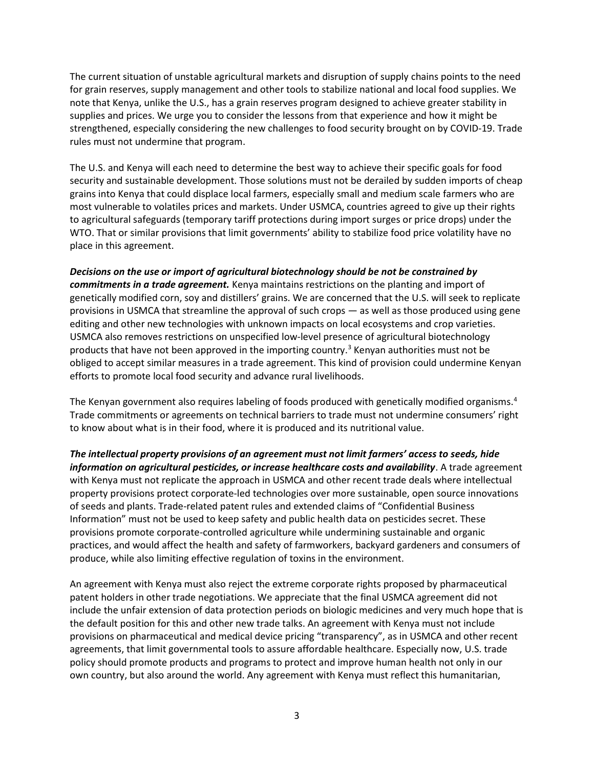The current situation of unstable agricultural markets and disruption of supply chains points to the need for grain reserves, supply management and other tools to stabilize national and local food supplies. We note that Kenya, unlike the U.S., has a grain reserves program designed to achieve greater stability in supplies and prices. We urge you to consider the lessons from that experience and how it might be strengthened, especially considering the new challenges to food security brought on by COVID-19. Trade rules must not undermine that program.

The U.S. and Kenya will each need to determine the best way to achieve their specific goals for food security and sustainable development. Those solutions must not be derailed by sudden imports of cheap grains into Kenya that could displace local farmers, especially small and medium scale farmers who are most vulnerable to volatiles prices and markets. Under USMCA, countries agreed to give up their rights to agricultural safeguards (temporary tariff protections during import surges or price drops) under the WTO. That or similar provisions that limit governments' ability to stabilize food price volatility have no place in this agreement.

***Decisions on the use or import of agricultural biotechnology should be not be constrained by commitments in a trade agreement.*** Kenya maintains restrictions on the planting and import of genetically modified corn, soy and distillers' grains. We are concerned that the U.S. will seek to replicate provisions in USMCA that streamline the approval of such crops — as well as those produced using gene editing and other new technologies with unknown impacts on local ecosystems and crop varieties. USMCA also removes restrictions on unspecified low-level presence of agricultural biotechnology products that have not been approved in the importing country.[3] Kenyan authorities must not be obliged to accept similar measures in a trade agreement. This kind of provision could undermine Kenyan efforts to promote local food security and advance rural livelihoods.

The Kenyan government also requires labeling of foods produced with genetically modified organisms.[4] Trade commitments or agreements on technical barriers to trade must not undermine consumers' right to know about what is in their food, where it is produced and its nutritional value.

***The intellectual property provisions of an agreement must not limit farmers' access to seeds, hide information on agricultural pesticides, or increase healthcare costs and availability***. A trade agreement with Kenya must not replicate the approach in USMCA and other recent trade deals where intellectual property provisions protect corporate-led technologies over more sustainable, open source innovations of seeds and plants. Trade-related patent rules and extended claims of "Confidential Business Information" must not be used to keep safety and public health data on pesticides secret. These provisions promote corporate-controlled agriculture while undermining sustainable and organic practices, and would affect the health and safety of farmworkers, backyard gardeners and consumers of produce, while also limiting effective regulation of toxins in the environment.

An agreement with Kenya must also reject the extreme corporate rights proposed by pharmaceutical patent holders in other trade negotiations. We appreciate that the final USMCA agreement did not include the unfair extension of data protection periods on biologic medicines and very much hope that is the default position for this and other new trade talks. An agreement with Kenya must not include provisions on pharmaceutical and medical device pricing "transparency", as in USMCA and other recent agreements, that limit governmental tools to assure affordable healthcare. Especially now, U.S. trade policy should promote products and programs to protect and improve human health not only in our own country, but also around the world. Any agreement with Kenya must reflect this humanitarian,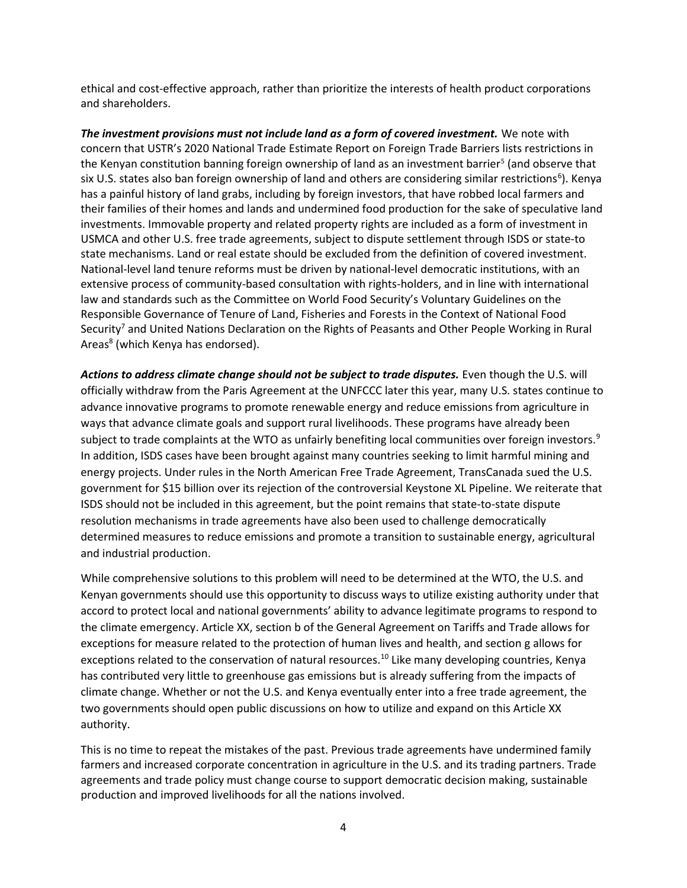ethical and cost-effective approach, rather than prioritize the interests of health product corporations and shareholders.

***The investment provisions must not include land as a form of covered investment.*** We note with concern that USTR's 2020 National Trade Estimate Report on Foreign Trade Barriers lists restrictions in the Kenyan constitution banning foreign ownership of land as an investment barrier[5] (and observe that six U.S. states also ban foreign ownership of land and others are considering similar restrictions[6]). Kenya has a painful history of land grabs, including by foreign investors, that have robbed local farmers and their families of their homes and lands and undermined food production for the sake of speculative land investments. Immovable property and related property rights are included as a form of investment in USMCA and other U.S. free trade agreements, subject to dispute settlement through ISDS or state-to state mechanisms. Land or real estate should be excluded from the definition of covered investment. National-level land tenure reforms must be driven by national-level democratic institutions, with an extensive process of community-based consultation with rights-holders, and in line with international law and standards such as the Committee on World Food Security's Voluntary Guidelines on the Responsible Governance of Tenure of Land, Fisheries and Forests in the Context of National Food Security[7] and United Nations Declaration on the Rights of Peasants and Other People Working in Rural Areas[8] (which Kenya has endorsed).

***Actions to address climate change should not be subject to trade disputes.*** Even though the U.S. will officially withdraw from the Paris Agreement at the UNFCCC later this year, many U.S. states continue to advance innovative programs to promote renewable energy and reduce emissions from agriculture in ways that advance climate goals and support rural livelihoods. These programs have already been subject to trade complaints at the WTO as unfairly benefiting local communities over foreign investors.[9] In addition, ISDS cases have been brought against many countries seeking to limit harmful mining and energy projects. Under rules in the North American Free Trade Agreement, TransCanada sued the U.S. government for $15 billion over its rejection of the controversial Keystone XL Pipeline. We reiterate that ISDS should not be included in this agreement, but the point remains that state-to-state dispute resolution mechanisms in trade agreements have also been used to challenge democratically determined measures to reduce emissions and promote a transition to sustainable energy, agricultural and industrial production.

While comprehensive solutions to this problem will need to be determined at the WTO, the U.S. and Kenyan governments should use this opportunity to discuss ways to utilize existing authority under that accord to protect local and national governments' ability to advance legitimate programs to respond to the climate emergency. Article XX, section b of the General Agreement on Tariffs and Trade allows for exceptions for measure related to the protection of human lives and health, and section g allows for exceptions related to the conservation of natural resources.[10] Like many developing countries, Kenya has contributed very little to greenhouse gas emissions but is already suffering from the impacts of climate change. Whether or not the U.S. and Kenya eventually enter into a free trade agreement, the two governments should open public discussions on how to utilize and expand on this Article XX authority.

This is no time to repeat the mistakes of the past. Previous trade agreements have undermined family farmers and increased corporate concentration in agriculture in the U.S. and its trading partners. Trade agreements and trade policy must change course to support democratic decision making, sustainable production and improved livelihoods for all the nations involved.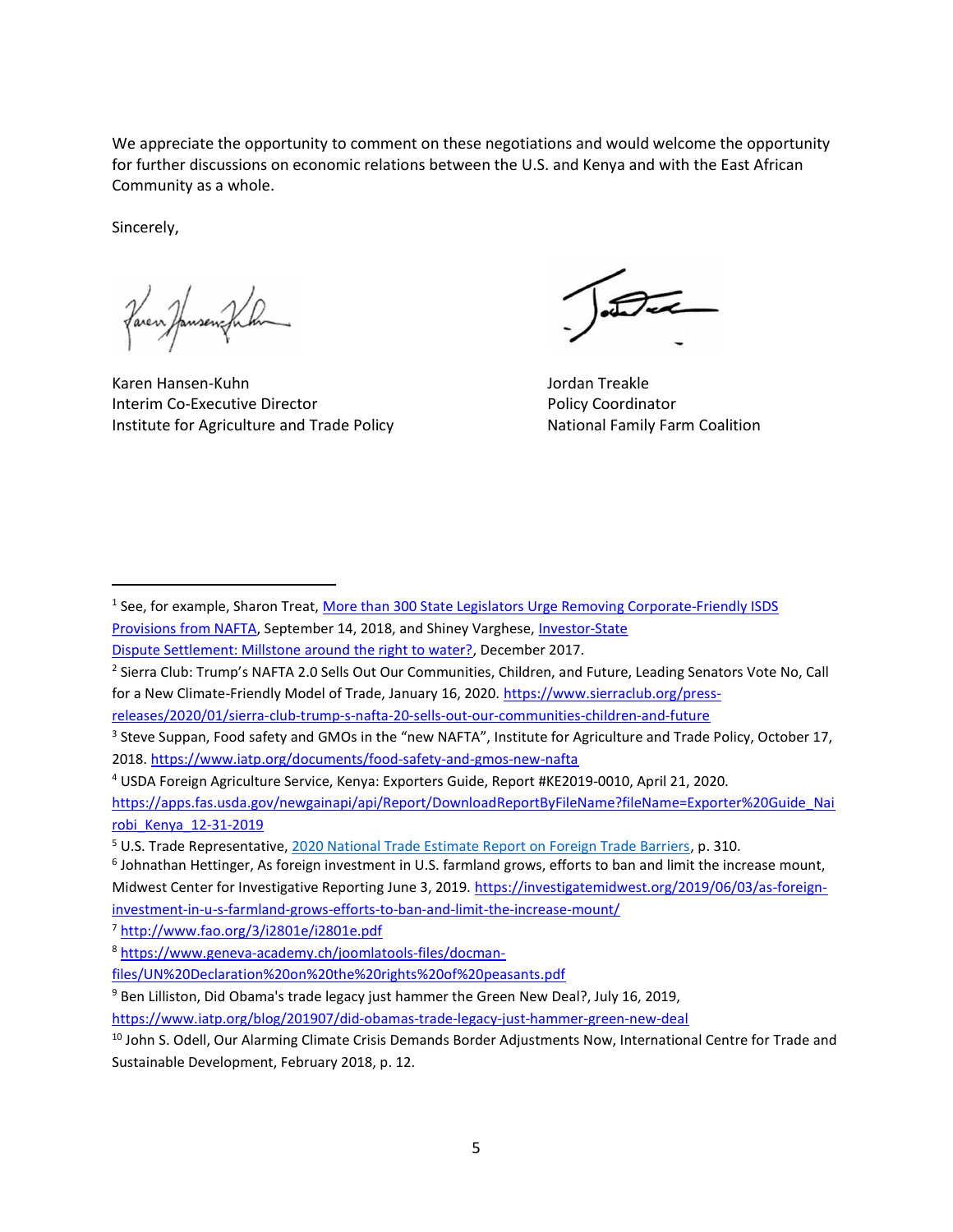We appreciate the opportunity to comment on these negotiations and would welcome the opportunity for further discussions on economic relations between the U.S. and Kenya and with the East African Community as a whole.

Sincerely,

Karen Hansen-Kuhn
Interim Co-Executive Director
Institute for Agriculture and Trade Policy

Jordan Treakle
Policy Coordinator
National Family Farm Coalition

---

[1] See, for example, Sharon Treat, More than 300 State Legislators Urge Removing Corporate-Friendly ISDS Provisions from NAFTA, September 14, 2018, and Shiney Varghese, Investor-State Dispute Settlement: Millstone around the right to water?, December 2017.

[2] Sierra Club: Trump's NAFTA 2.0 Sells Out Our Communities, Children, and Future, Leading Senators Vote No, Call for a New Climate-Friendly Model of Trade, January 16, 2020. https://www.sierraclub.org/press-releases/2020/01/sierra-club-trump-s-nafta-20-sells-out-our-communities-children-and-future

[3] Steve Suppan, Food safety and GMOs in the "new NAFTA", Institute for Agriculture and Trade Policy, October 17, 2018. https://www.iatp.org/documents/food-safety-and-gmos-new-nafta

[4] USDA Foreign Agriculture Service, Kenya: Exporters Guide, Report #KE2019-0010, April 21, 2020. https://apps.fas.usda.gov/newgainapi/api/Report/DownloadReportByFileName?fileName=Exporter%20Guide_Nairobi_Kenya_12-31-2019

[5] U.S. Trade Representative, 2020 National Trade Estimate Report on Foreign Trade Barriers, p. 310.

[6] Johnathan Hettinger, As foreign investment in U.S. farmland grows, efforts to ban and limit the increase mount, Midwest Center for Investigative Reporting June 3, 2019. https://investigatemidwest.org/2019/06/03/as-foreign-investment-in-u-s-farmland-grows-efforts-to-ban-and-limit-the-increase-mount/

[7] http://www.fao.org/3/i2801e/i2801e.pdf

[8] https://www.geneva-academy.ch/joomlatools-files/docman-files/UN%20Declaration%20on%20the%20rights%20of%20peasants.pdf

[9] Ben Lilliston, Did Obama's trade legacy just hammer the Green New Deal?, July 16, 2019, https://www.iatp.org/blog/201907/did-obamas-trade-legacy-just-hammer-green-new-deal

[10] John S. Odell, Our Alarming Climate Crisis Demands Border Adjustments Now, International Centre for Trade and Sustainable Development, February 2018, p. 12.